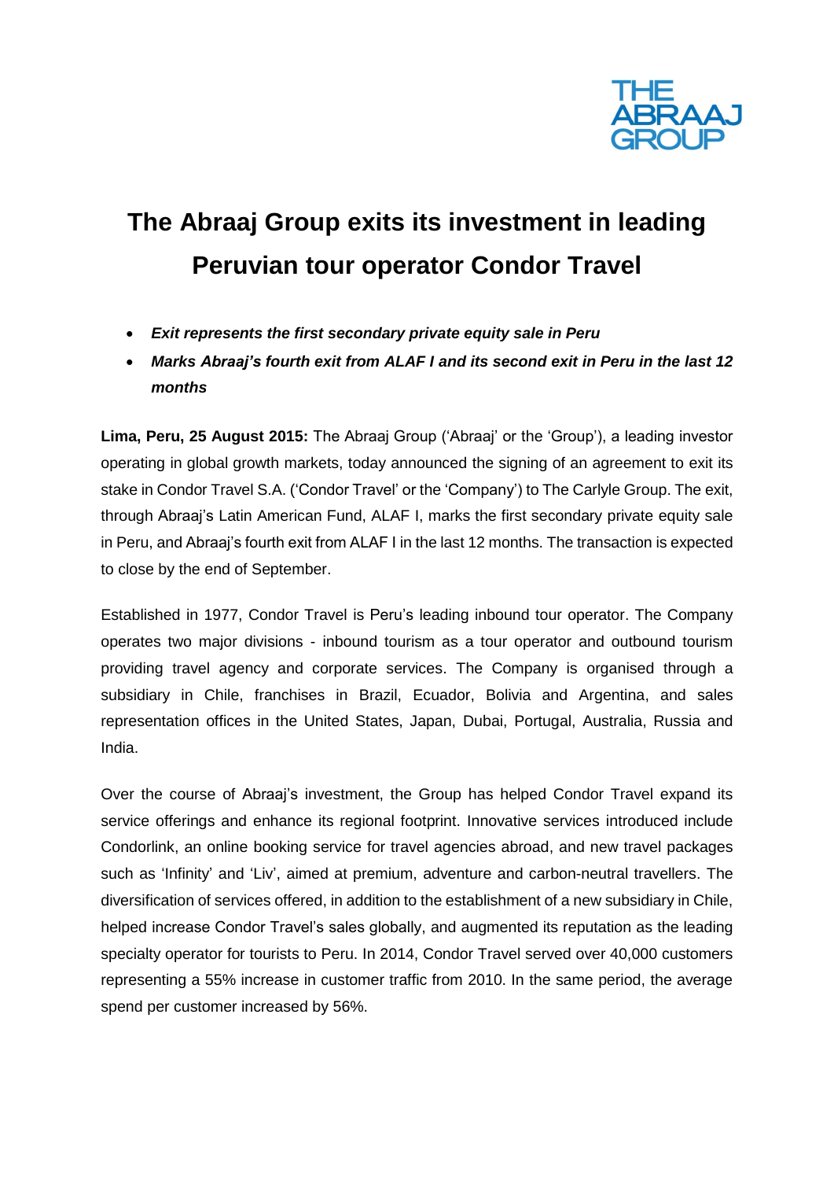THE ABRAAJ GROUP

# The Abraaj Group exits its investment in leading Peruvian tour operator Condor Travel

- ***Exit represents the first secondary private equity sale in Peru***
- ***Marks Abraaj's fourth exit from ALAF I and its second exit in Peru in the last 12 months***

**Lima, Peru, 25 August 2015:** The Abraaj Group ('Abraaj' or the 'Group'), a leading investor operating in global growth markets, today announced the signing of an agreement to exit its stake in Condor Travel S.A. ('Condor Travel' or the 'Company') to The Carlyle Group. The exit, through Abraaj's Latin American Fund, ALAF I, marks the first secondary private equity sale in Peru, and Abraaj's fourth exit from ALAF I in the last 12 months. The transaction is expected to close by the end of September.

Established in 1977, Condor Travel is Peru's leading inbound tour operator. The Company operates two major divisions - inbound tourism as a tour operator and outbound tourism providing travel agency and corporate services. The Company is organised through a subsidiary in Chile, franchises in Brazil, Ecuador, Bolivia and Argentina, and sales representation offices in the United States, Japan, Dubai, Portugal, Australia, Russia and India.

Over the course of Abraaj's investment, the Group has helped Condor Travel expand its service offerings and enhance its regional footprint. Innovative services introduced include Condorlink, an online booking service for travel agencies abroad, and new travel packages such as 'Infinity' and 'Liv', aimed at premium, adventure and carbon-neutral travellers. The diversification of services offered, in addition to the establishment of a new subsidiary in Chile, helped increase Condor Travel's sales globally, and augmented its reputation as the leading specialty operator for tourists to Peru. In 2014, Condor Travel served over 40,000 customers representing a 55% increase in customer traffic from 2010. In the same period, the average spend per customer increased by 56%.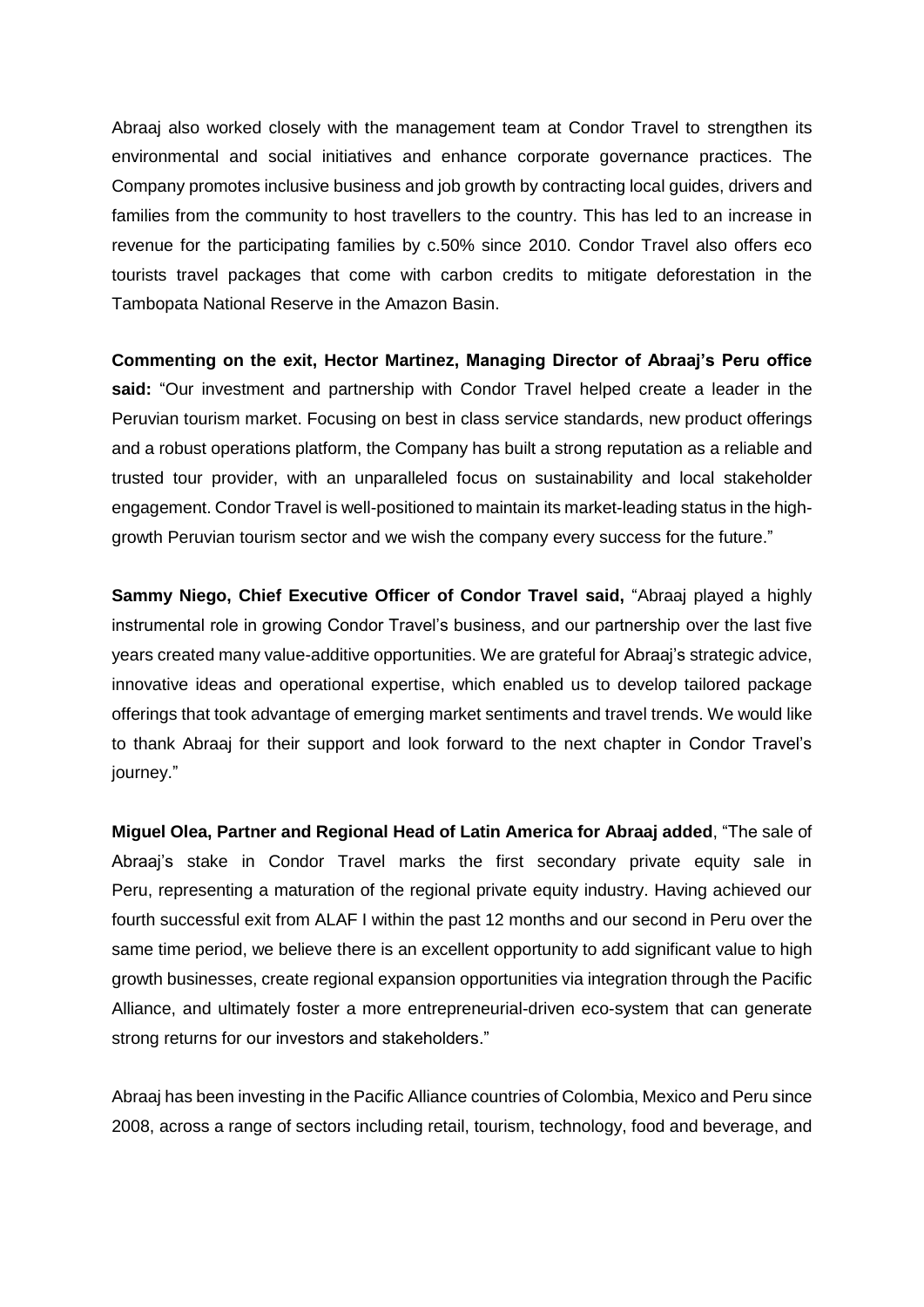Abraaj also worked closely with the management team at Condor Travel to strengthen its environmental and social initiatives and enhance corporate governance practices. The Company promotes inclusive business and job growth by contracting local guides, drivers and families from the community to host travellers to the country. This has led to an increase in revenue for the participating families by c.50% since 2010. Condor Travel also offers eco tourists travel packages that come with carbon credits to mitigate deforestation in the Tambopata National Reserve in the Amazon Basin.

**Commenting on the exit, Hector Martinez, Managing Director of Abraaj's Peru office said:** "Our investment and partnership with Condor Travel helped create a leader in the Peruvian tourism market. Focusing on best in class service standards, new product offerings and a robust operations platform, the Company has built a strong reputation as a reliable and trusted tour provider, with an unparalleled focus on sustainability and local stakeholder engagement. Condor Travel is well-positioned to maintain its market-leading status in the high-growth Peruvian tourism sector and we wish the company every success for the future."

**Sammy Niego, Chief Executive Officer of Condor Travel said,** "Abraaj played a highly instrumental role in growing Condor Travel's business, and our partnership over the last five years created many value-additive opportunities. We are grateful for Abraaj's strategic advice, innovative ideas and operational expertise, which enabled us to develop tailored package offerings that took advantage of emerging market sentiments and travel trends. We would like to thank Abraaj for their support and look forward to the next chapter in Condor Travel's journey."

**Miguel Olea, Partner and Regional Head of Latin America for Abraaj added**, "The sale of Abraaj's stake in Condor Travel marks the first secondary private equity sale in Peru, representing a maturation of the regional private equity industry. Having achieved our fourth successful exit from ALAF I within the past 12 months and our second in Peru over the same time period, we believe there is an excellent opportunity to add significant value to high growth businesses, create regional expansion opportunities via integration through the Pacific Alliance, and ultimately foster a more entrepreneurial-driven eco-system that can generate strong returns for our investors and stakeholders."

Abraaj has been investing in the Pacific Alliance countries of Colombia, Mexico and Peru since 2008, across a range of sectors including retail, tourism, technology, food and beverage, and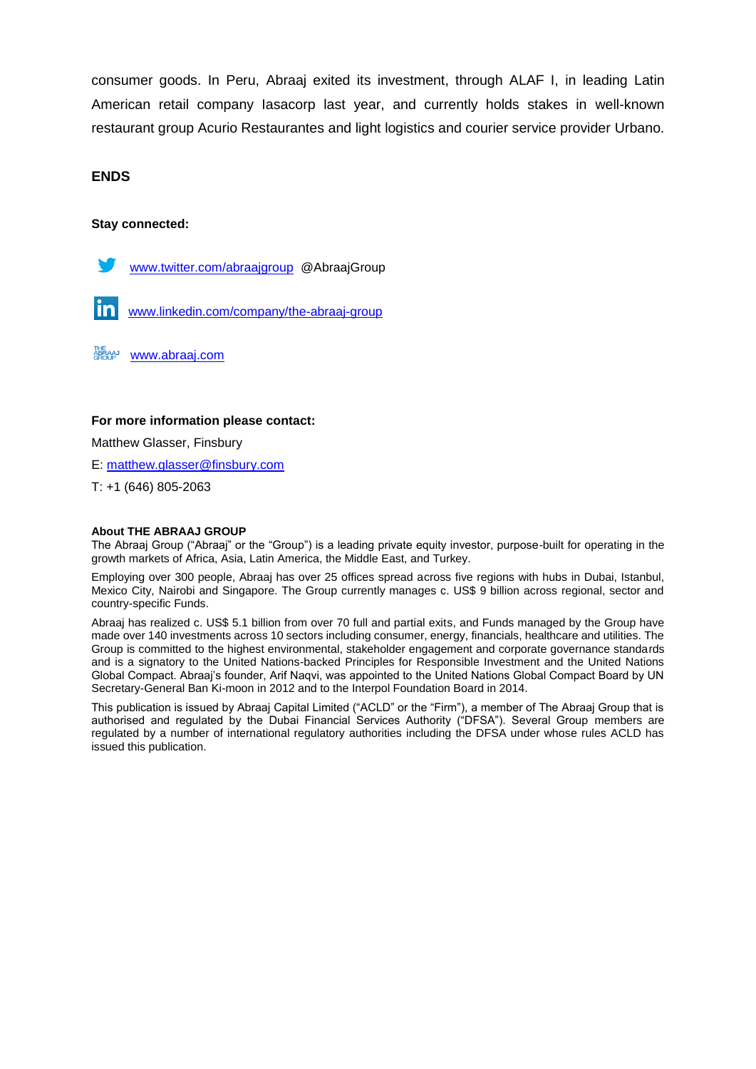consumer goods. In Peru, Abraaj exited its investment, through ALAF I, in leading Latin American retail company Iasacorp last year, and currently holds stakes in well-known restaurant group Acurio Restaurantes and light logistics and courier service provider Urbano.

**ENDS**

**Stay connected:**

www.twitter.com/abraajgroup @AbraajGroup

www.linkedin.com/company/the-abraaj-group

www.abraaj.com

**For more information please contact:**

Matthew Glasser, Finsbury

E: matthew.glasser@finsbury.com

T: +1 (646) 805-2063

**About THE ABRAAJ GROUP**

The Abraaj Group ("Abraaj" or the "Group") is a leading private equity investor, purpose-built for operating in the growth markets of Africa, Asia, Latin America, the Middle East, and Turkey.

Employing over 300 people, Abraaj has over 25 offices spread across five regions with hubs in Dubai, Istanbul, Mexico City, Nairobi and Singapore. The Group currently manages c. US$ 9 billion across regional, sector and country-specific Funds.

Abraaj has realized c. US$ 5.1 billion from over 70 full and partial exits, and Funds managed by the Group have made over 140 investments across 10 sectors including consumer, energy, financials, healthcare and utilities. The Group is committed to the highest environmental, stakeholder engagement and corporate governance standards and is a signatory to the United Nations-backed Principles for Responsible Investment and the United Nations Global Compact. Abraaj's founder, Arif Naqvi, was appointed to the United Nations Global Compact Board by UN Secretary-General Ban Ki-moon in 2012 and to the Interpol Foundation Board in 2014.

This publication is issued by Abraaj Capital Limited ("ACLD" or the "Firm"), a member of The Abraaj Group that is authorised and regulated by the Dubai Financial Services Authority ("DFSA"). Several Group members are regulated by a number of international regulatory authorities including the DFSA under whose rules ACLD has issued this publication.